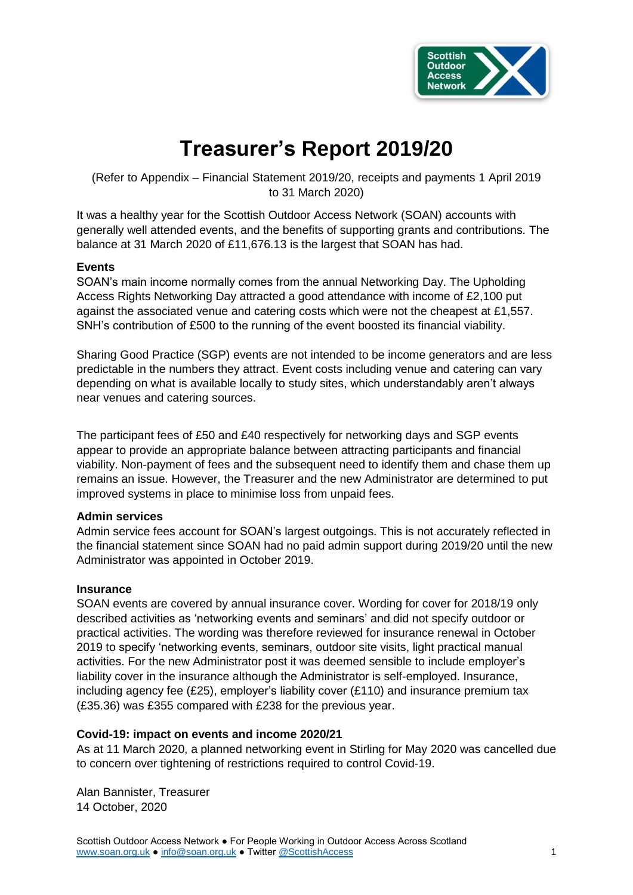# Treasurer's Report 2019/20

(Refer to Appendix – Financial Statement 2019/20, receipts and payments 1 April 2019 to 31 March 2020)

It was a healthy year for the Scottish Outdoor Access Network (SOAN) accounts with generally well attended events, and the benefits of supporting grants and contributions. The balance at 31 March 2020 of £11,676.13 is the largest that SOAN has had.

**Events**

SOAN's main income normally comes from the annual Networking Day. The Upholding Access Rights Networking Day attracted a good attendance with income of £2,100 put against the associated venue and catering costs which were not the cheapest at £1,557. SNH's contribution of £500 to the running of the event boosted its financial viability.

Sharing Good Practice (SGP) events are not intended to be income generators and are less predictable in the numbers they attract. Event costs including venue and catering can vary depending on what is available locally to study sites, which understandably aren't always near venues and catering sources.

The participant fees of £50 and £40 respectively for networking days and SGP events appear to provide an appropriate balance between attracting participants and financial viability. Non-payment of fees and the subsequent need to identify them and chase them up remains an issue. However, the Treasurer and the new Administrator are determined to put improved systems in place to minimise loss from unpaid fees.

**Admin services**

Admin service fees account for SOAN's largest outgoings. This is not accurately reflected in the financial statement since SOAN had no paid admin support during 2019/20 until the new Administrator was appointed in October 2019.

**Insurance**

SOAN events are covered by annual insurance cover. Wording for cover for 2018/19 only described activities as 'networking events and seminars' and did not specify outdoor or practical activities. The wording was therefore reviewed for insurance renewal in October 2019 to specify 'networking events, seminars, outdoor site visits, light practical manual activities. For the new Administrator post it was deemed sensible to include employer's liability cover in the insurance although the Administrator is self-employed. Insurance, including agency fee (£25), employer's liability cover (£110) and insurance premium tax (£35.36) was £355 compared with £238 for the previous year.

**Covid-19: impact on events and income 2020/21**

As at 11 March 2020, a planned networking event in Stirling for May 2020 was cancelled due to concern over tightening of restrictions required to control Covid-19.

Alan Bannister, Treasurer
14 October, 2020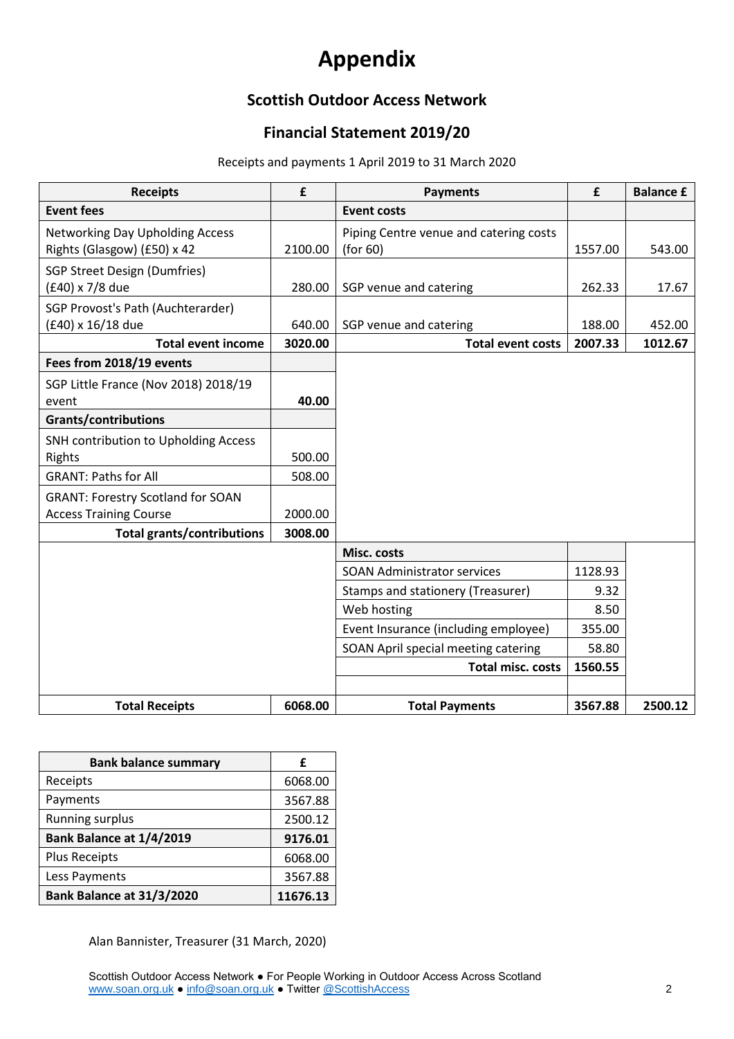# Appendix

## Scottish Outdoor Access Network

## Financial Statement 2019/20

Receipts and payments 1 April 2019 to 31 March 2020

| Receipts | £ | Payments | £ | Balance £ |
|---|---|---|---|---|
| **Event fees** | | **Event costs** | | |
| Networking Day Upholding Access Rights (Glasgow) (£50) x 42 | 2100.00 | Piping Centre venue and catering costs (for 60) | 1557.00 | 543.00 |
| SGP Street Design (Dumfries) (£40) x 7/8 due | 280.00 | SGP venue and catering | 262.33 | 17.67 |
| SGP Provost's Path (Auchterarder) (£40) x 16/18 due | 640.00 | SGP venue and catering | 188.00 | 452.00 |
| **Total event income** | **3020.00** | **Total event costs** | **2007.33** | **1012.67** |
| **Fees from 2018/19 events** | | | | |
| SGP Little France (Nov 2018) 2018/19 event | **40.00** | | | |
| **Grants/contributions** | | | | |
| SNH contribution to Upholding Access Rights | 500.00 | | | |
| GRANT: Paths for All | 508.00 | | | |
| GRANT: Forestry Scotland for SOAN Access Training Course | 2000.00 | | | |
| **Total grants/contributions** | **3008.00** | | | |
| | | **Misc. costs** | | |
| | | SOAN Administrator services | 1128.93 | |
| | | Stamps and stationery (Treasurer) | 9.32 | |
| | | Web hosting | 8.50 | |
| | | Event Insurance (including employee) | 355.00 | |
| | | SOAN April special meeting catering | 58.80 | |
| | | **Total misc. costs** | **1560.55** | |
| **Total Receipts** | **6068.00** | **Total Payments** | **3567.88** | **2500.12** |

| Bank balance summary | £ |
|---|---|
| Receipts | 6068.00 |
| Payments | 3567.88 |
| Running surplus | 2500.12 |
| **Bank Balance at 1/4/2019** | **9176.01** |
| Plus Receipts | 6068.00 |
| Less Payments | 3567.88 |
| **Bank Balance at 31/3/2020** | **11676.13** |

Alan Bannister, Treasurer (31 March, 2020)

Scottish Outdoor Access Network ● For People Working in Outdoor Access Across Scotland
www.soan.org.uk ● info@soan.org.uk ● Twitter @ScottishAccess